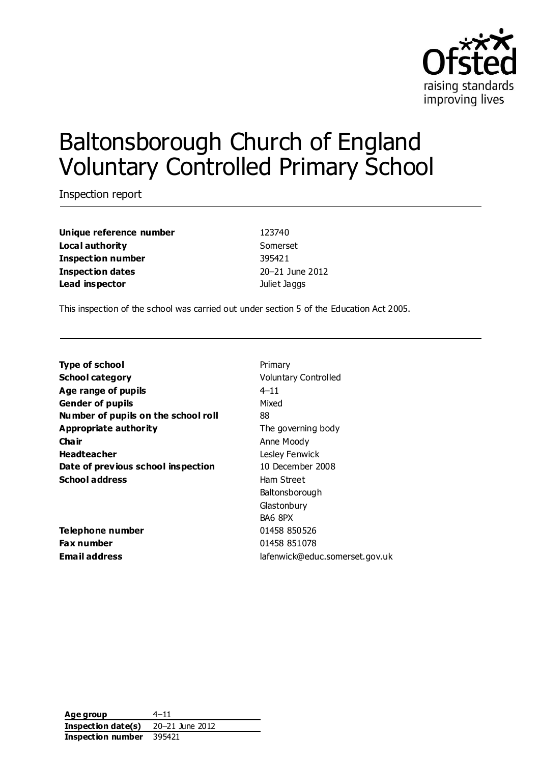# Baltonsborough Church of England Voluntary Controlled Primary School

Inspection report

| | |
|---|---|
| **Unique reference number** | 123740 |
| **Local authority** | Somerset |
| **Inspection number** | 395421 |
| **Inspection dates** | 20–21 June 2012 |
| **Lead inspector** | Juliet Jaggs |

This inspection of the school was carried out under section 5 of the Education Act 2005.

| | |
|---|---|
| **Type of school** | Primary |
| **School category** | Voluntary Controlled |
| **Age range of pupils** | 4–11 |
| **Gender of pupils** | Mixed |
| **Number of pupils on the school roll** | 88 |
| **Appropriate authority** | The governing body |
| **Chair** | Anne Moody |
| **Headteacher** | Lesley Fenwick |
| **Date of previous school inspection** | 10 December 2008 |
| **School address** | Ham Street<br>Baltonsborough<br>Glastonbury<br>BA6 8PX |
| **Telephone number** | 01458 850526 |
| **Fax number** | 01458 851078 |
| **Email address** | lafenwick@educ.somerset.gov.uk |

| | |
|---|---|
| **Age group** | 4–11 |
| **Inspection date(s)** | 20–21 June 2012 |
| **Inspection number** | 395421 |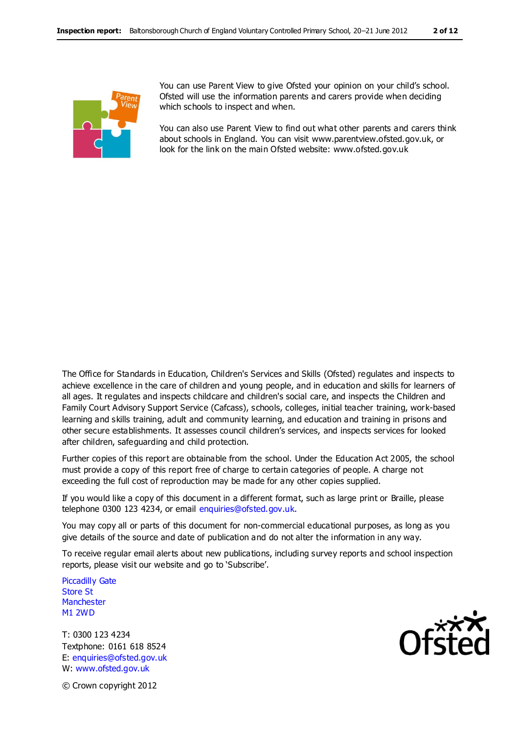You can use Parent View to give Ofsted your opinion on your child's school. Ofsted will use the information parents and carers provide when deciding which schools to inspect and when.

You can also use Parent View to find out what other parents and carers think about schools in England. You can visit www.parentview.ofsted.gov.uk, or look for the link on the main Ofsted website: www.ofsted.gov.uk

The Office for Standards in Education, Children's Services and Skills (Ofsted) regulates and inspects to achieve excellence in the care of children and young people, and in education and skills for learners of all ages. It regulates and inspects childcare and children's social care, and inspects the Children and Family Court Advisory Support Service (Cafcass), schools, colleges, initial teacher training, work-based learning and skills training, adult and community learning, and education and training in prisons and other secure establishments. It assesses council children's services, and inspects services for looked after children, safeguarding and child protection.

Further copies of this report are obtainable from the school. Under the Education Act 2005, the school must provide a copy of this report free of charge to certain categories of people. A charge not exceeding the full cost of reproduction may be made for any other copies supplied.

If you would like a copy of this document in a different format, such as large print or Braille, please telephone 0300 123 4234, or email enquiries@ofsted.gov.uk.

You may copy all or parts of this document for non-commercial educational purposes, as long as you give details of the source and date of publication and do not alter the information in any way.

To receive regular email alerts about new publications, including survey reports and school inspection reports, please visit our website and go to 'Subscribe'.

Piccadilly Gate
Store St
Manchester
M1 2WD

T: 0300 123 4234
Textphone: 0161 618 8524
E: enquiries@ofsted.gov.uk
W: www.ofsted.gov.uk

© Crown copyright 2012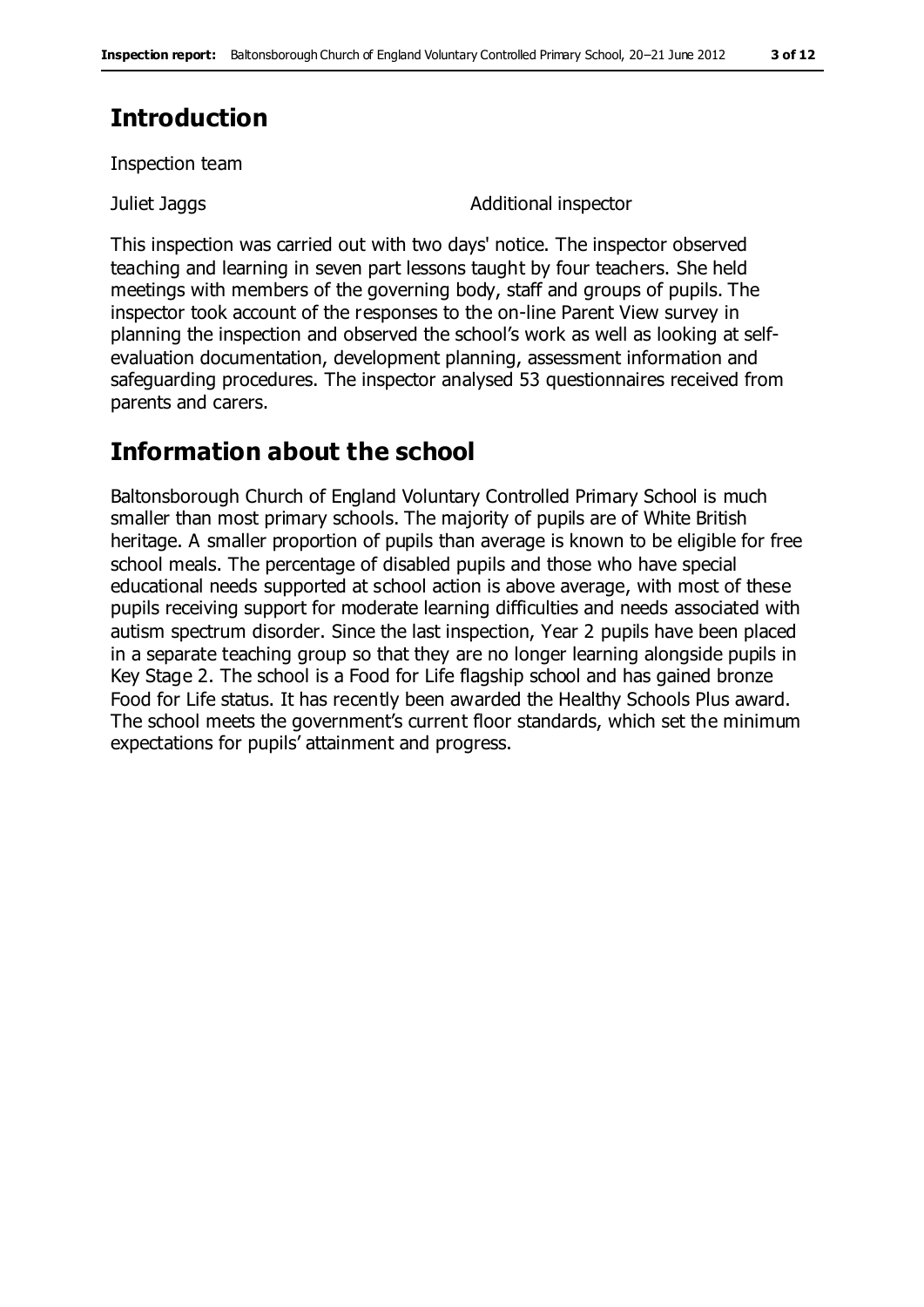## Introduction

Inspection team

Juliet Jaggs Additional inspector

This inspection was carried out with two days' notice. The inspector observed teaching and learning in seven part lessons taught by four teachers. She held meetings with members of the governing body, staff and groups of pupils. The inspector took account of the responses to the on-line Parent View survey in planning the inspection and observed the school's work as well as looking at self-evaluation documentation, development planning, assessment information and safeguarding procedures. The inspector analysed 53 questionnaires received from parents and carers.

## Information about the school

Baltonsborough Church of England Voluntary Controlled Primary School is much smaller than most primary schools. The majority of pupils are of White British heritage. A smaller proportion of pupils than average is known to be eligible for free school meals. The percentage of disabled pupils and those who have special educational needs supported at school action is above average, with most of these pupils receiving support for moderate learning difficulties and needs associated with autism spectrum disorder. Since the last inspection, Year 2 pupils have been placed in a separate teaching group so that they are no longer learning alongside pupils in Key Stage 2. The school is a Food for Life flagship school and has gained bronze Food for Life status. It has recently been awarded the Healthy Schools Plus award. The school meets the government's current floor standards, which set the minimum expectations for pupils' attainment and progress.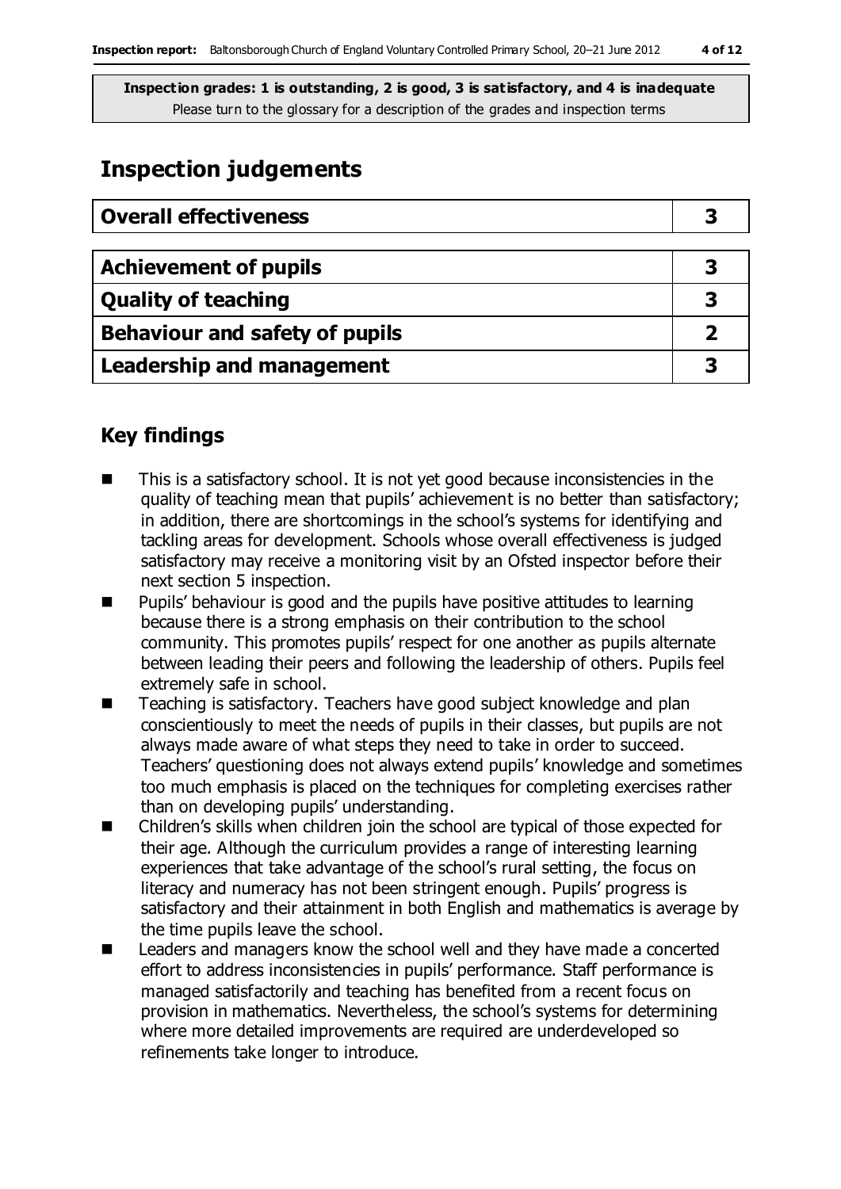**Inspection grades: 1 is outstanding, 2 is good, 3 is satisfactory, and 4 is inadequate**
Please turn to the glossary for a description of the grades and inspection terms

## Inspection judgements

| **Overall effectiveness** | **3** |
|---|---|

| **Achievement of pupils** | **3** |
|---|---|
| **Quality of teaching** | **3** |
| **Behaviour and safety of pupils** | **2** |
| **Leadership and management** | **3** |

### Key findings

- This is a satisfactory school. It is not yet good because inconsistencies in the quality of teaching mean that pupils' achievement is no better than satisfactory; in addition, there are shortcomings in the school's systems for identifying and tackling areas for development. Schools whose overall effectiveness is judged satisfactory may receive a monitoring visit by an Ofsted inspector before their next section 5 inspection.
- Pupils' behaviour is good and the pupils have positive attitudes to learning because there is a strong emphasis on their contribution to the school community. This promotes pupils' respect for one another as pupils alternate between leading their peers and following the leadership of others. Pupils feel extremely safe in school.
- Teaching is satisfactory. Teachers have good subject knowledge and plan conscientiously to meet the needs of pupils in their classes, but pupils are not always made aware of what steps they need to take in order to succeed. Teachers' questioning does not always extend pupils' knowledge and sometimes too much emphasis is placed on the techniques for completing exercises rather than on developing pupils' understanding.
- Children's skills when children join the school are typical of those expected for their age. Although the curriculum provides a range of interesting learning experiences that take advantage of the school's rural setting, the focus on literacy and numeracy has not been stringent enough. Pupils' progress is satisfactory and their attainment in both English and mathematics is average by the time pupils leave the school.
- Leaders and managers know the school well and they have made a concerted effort to address inconsistencies in pupils' performance. Staff performance is managed satisfactorily and teaching has benefited from a recent focus on provision in mathematics. Nevertheless, the school's systems for determining where more detailed improvements are required are underdeveloped so refinements take longer to introduce.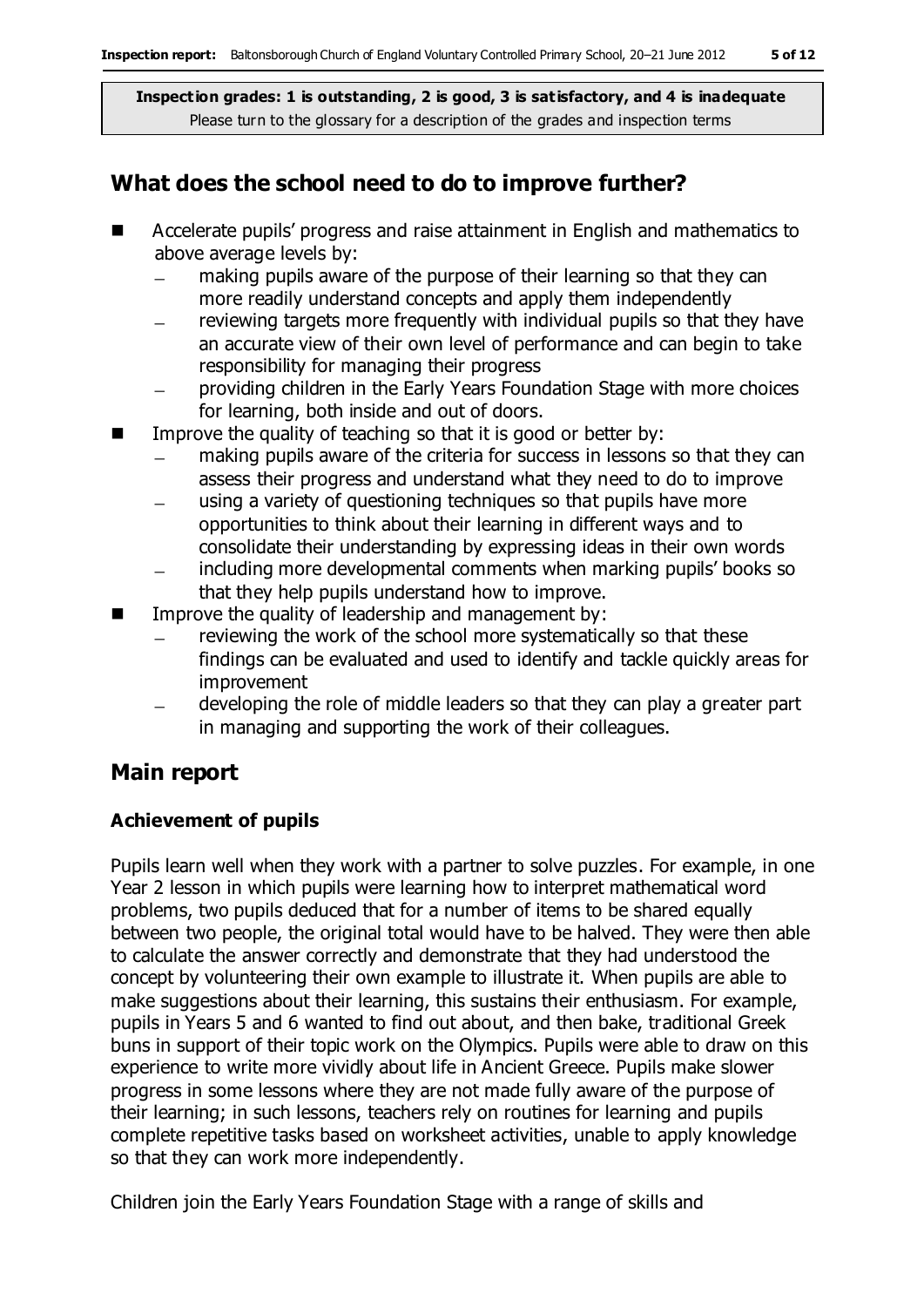**Inspection grades: 1 is outstanding, 2 is good, 3 is satisfactory, and 4 is inadequate**
Please turn to the glossary for a description of the grades and inspection terms

## What does the school need to do to improve further?

- Accelerate pupils' progress and raise attainment in English and mathematics to above average levels by:
  - making pupils aware of the purpose of their learning so that they can more readily understand concepts and apply them independently
  - reviewing targets more frequently with individual pupils so that they have an accurate view of their own level of performance and can begin to take responsibility for managing their progress
  - providing children in the Early Years Foundation Stage with more choices for learning, both inside and out of doors.
- Improve the quality of teaching so that it is good or better by:
  - making pupils aware of the criteria for success in lessons so that they can assess their progress and understand what they need to do to improve
  - using a variety of questioning techniques so that pupils have more opportunities to think about their learning in different ways and to consolidate their understanding by expressing ideas in their own words
  - including more developmental comments when marking pupils' books so that they help pupils understand how to improve.
- Improve the quality of leadership and management by:
  - reviewing the work of the school more systematically so that these findings can be evaluated and used to identify and tackle quickly areas for improvement
  - developing the role of middle leaders so that they can play a greater part in managing and supporting the work of their colleagues.

## Main report

### Achievement of pupils

Pupils learn well when they work with a partner to solve puzzles. For example, in one Year 2 lesson in which pupils were learning how to interpret mathematical word problems, two pupils deduced that for a number of items to be shared equally between two people, the original total would have to be halved. They were then able to calculate the answer correctly and demonstrate that they had understood the concept by volunteering their own example to illustrate it. When pupils are able to make suggestions about their learning, this sustains their enthusiasm. For example, pupils in Years 5 and 6 wanted to find out about, and then bake, traditional Greek buns in support of their topic work on the Olympics. Pupils were able to draw on this experience to write more vividly about life in Ancient Greece. Pupils make slower progress in some lessons where they are not made fully aware of the purpose of their learning; in such lessons, teachers rely on routines for learning and pupils complete repetitive tasks based on worksheet activities, unable to apply knowledge so that they can work more independently.

Children join the Early Years Foundation Stage with a range of skills and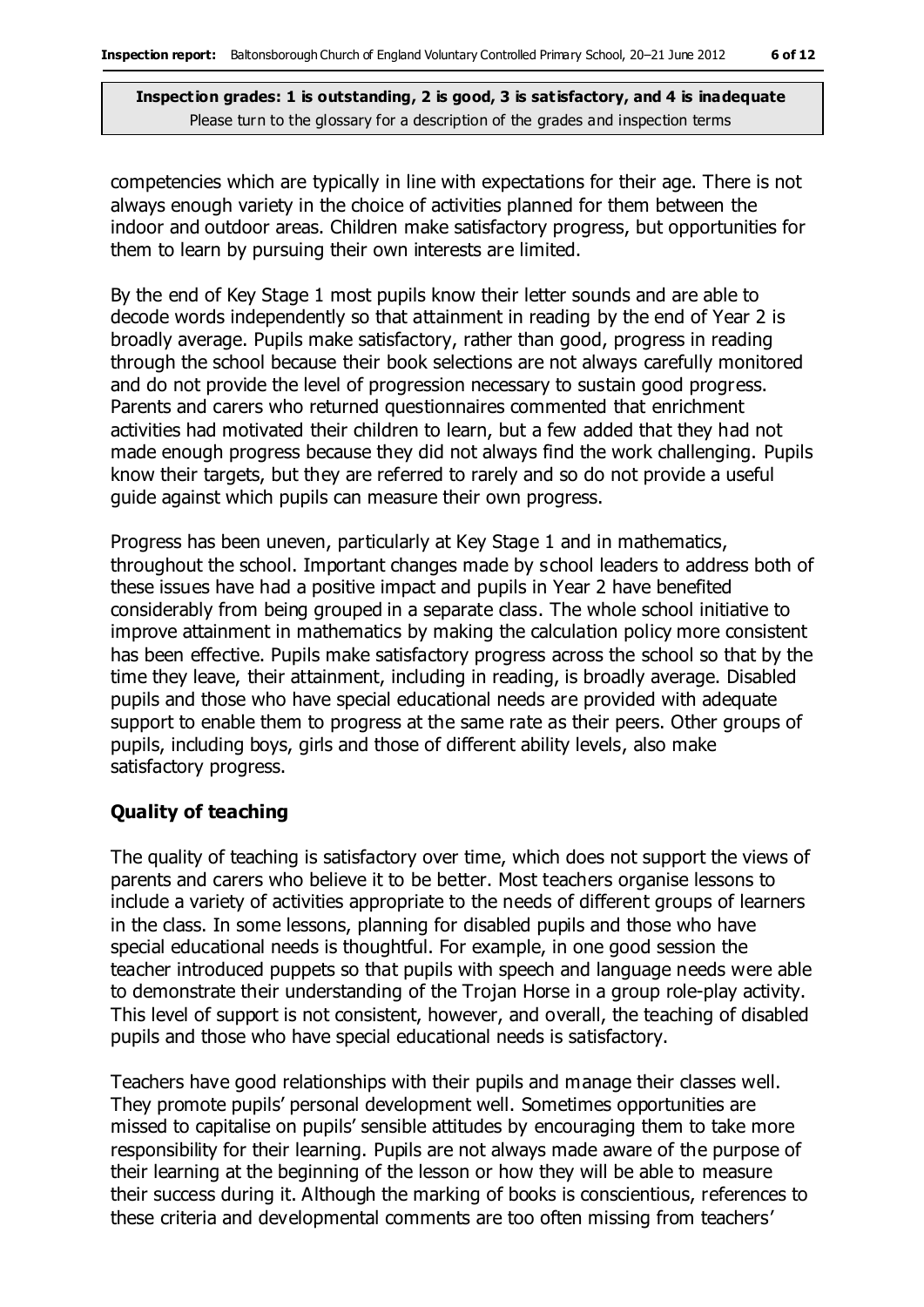competencies which are typically in line with expectations for their age. There is not always enough variety in the choice of activities planned for them between the indoor and outdoor areas. Children make satisfactory progress, but opportunities for them to learn by pursuing their own interests are limited.

By the end of Key Stage 1 most pupils know their letter sounds and are able to decode words independently so that attainment in reading by the end of Year 2 is broadly average. Pupils make satisfactory, rather than good, progress in reading through the school because their book selections are not always carefully monitored and do not provide the level of progression necessary to sustain good progress. Parents and carers who returned questionnaires commented that enrichment activities had motivated their children to learn, but a few added that they had not made enough progress because they did not always find the work challenging. Pupils know their targets, but they are referred to rarely and so do not provide a useful guide against which pupils can measure their own progress.

Progress has been uneven, particularly at Key Stage 1 and in mathematics, throughout the school. Important changes made by school leaders to address both of these issues have had a positive impact and pupils in Year 2 have benefited considerably from being grouped in a separate class. The whole school initiative to improve attainment in mathematics by making the calculation policy more consistent has been effective. Pupils make satisfactory progress across the school so that by the time they leave, their attainment, including in reading, is broadly average. Disabled pupils and those who have special educational needs are provided with adequate support to enable them to progress at the same rate as their peers. Other groups of pupils, including boys, girls and those of different ability levels, also make satisfactory progress.

### Quality of teaching

The quality of teaching is satisfactory over time, which does not support the views of parents and carers who believe it to be better. Most teachers organise lessons to include a variety of activities appropriate to the needs of different groups of learners in the class. In some lessons, planning for disabled pupils and those who have special educational needs is thoughtful. For example, in one good session the teacher introduced puppets so that pupils with speech and language needs were able to demonstrate their understanding of the Trojan Horse in a group role-play activity. This level of support is not consistent, however, and overall, the teaching of disabled pupils and those who have special educational needs is satisfactory.

Teachers have good relationships with their pupils and manage their classes well. They promote pupils' personal development well. Sometimes opportunities are missed to capitalise on pupils' sensible attitudes by encouraging them to take more responsibility for their learning. Pupils are not always made aware of the purpose of their learning at the beginning of the lesson or how they will be able to measure their success during it. Although the marking of books is conscientious, references to these criteria and developmental comments are too often missing from teachers'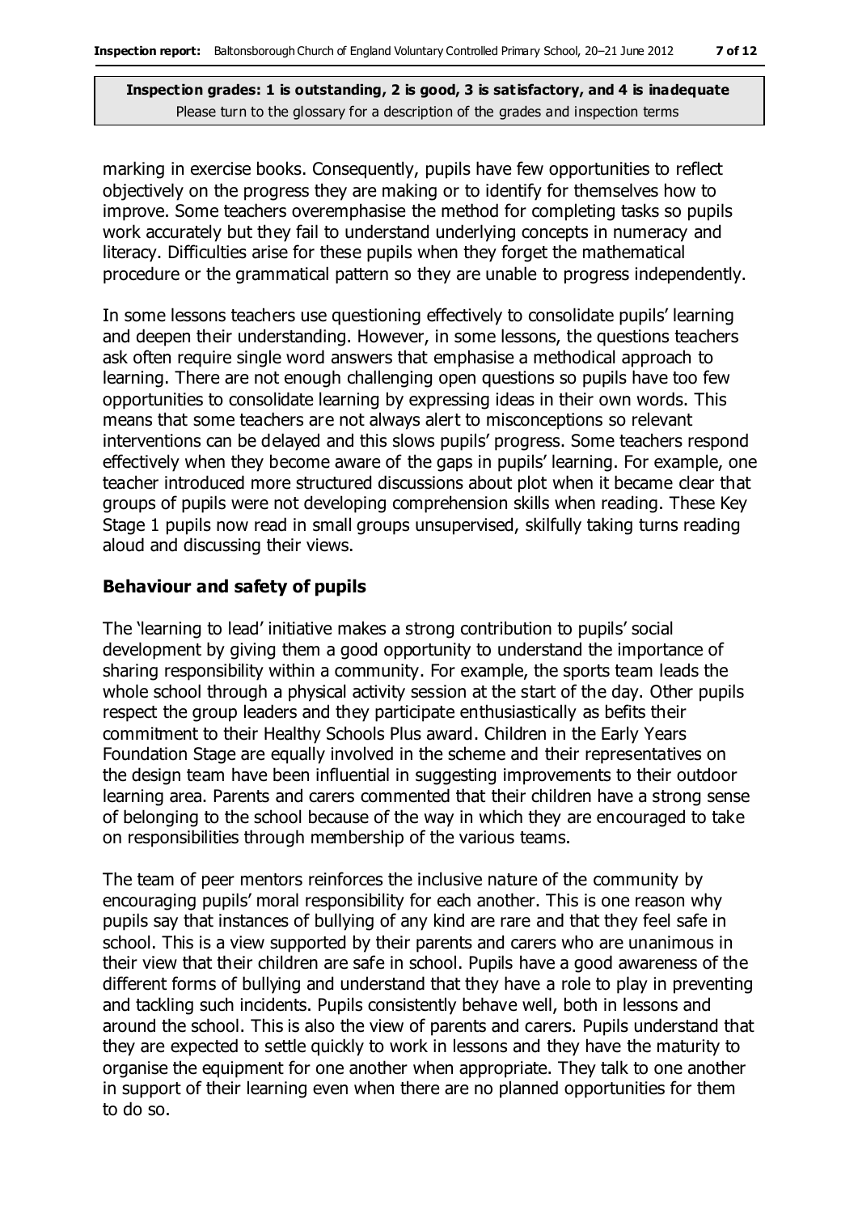marking in exercise books. Consequently, pupils have few opportunities to reflect objectively on the progress they are making or to identify for themselves how to improve. Some teachers overemphasise the method for completing tasks so pupils work accurately but they fail to understand underlying concepts in numeracy and literacy. Difficulties arise for these pupils when they forget the mathematical procedure or the grammatical pattern so they are unable to progress independently.

In some lessons teachers use questioning effectively to consolidate pupils' learning and deepen their understanding. However, in some lessons, the questions teachers ask often require single word answers that emphasise a methodical approach to learning. There are not enough challenging open questions so pupils have too few opportunities to consolidate learning by expressing ideas in their own words. This means that some teachers are not always alert to misconceptions so relevant interventions can be delayed and this slows pupils' progress. Some teachers respond effectively when they become aware of the gaps in pupils' learning. For example, one teacher introduced more structured discussions about plot when it became clear that groups of pupils were not developing comprehension skills when reading. These Key Stage 1 pupils now read in small groups unsupervised, skilfully taking turns reading aloud and discussing their views.

### Behaviour and safety of pupils

The 'learning to lead' initiative makes a strong contribution to pupils' social development by giving them a good opportunity to understand the importance of sharing responsibility within a community. For example, the sports team leads the whole school through a physical activity session at the start of the day. Other pupils respect the group leaders and they participate enthusiastically as befits their commitment to their Healthy Schools Plus award. Children in the Early Years Foundation Stage are equally involved in the scheme and their representatives on the design team have been influential in suggesting improvements to their outdoor learning area. Parents and carers commented that their children have a strong sense of belonging to the school because of the way in which they are encouraged to take on responsibilities through membership of the various teams.

The team of peer mentors reinforces the inclusive nature of the community by encouraging pupils' moral responsibility for each another. This is one reason why pupils say that instances of bullying of any kind are rare and that they feel safe in school. This is a view supported by their parents and carers who are unanimous in their view that their children are safe in school. Pupils have a good awareness of the different forms of bullying and understand that they have a role to play in preventing and tackling such incidents. Pupils consistently behave well, both in lessons and around the school. This is also the view of parents and carers. Pupils understand that they are expected to settle quickly to work in lessons and they have the maturity to organise the equipment for one another when appropriate. They talk to one another in support of their learning even when there are no planned opportunities for them to do so.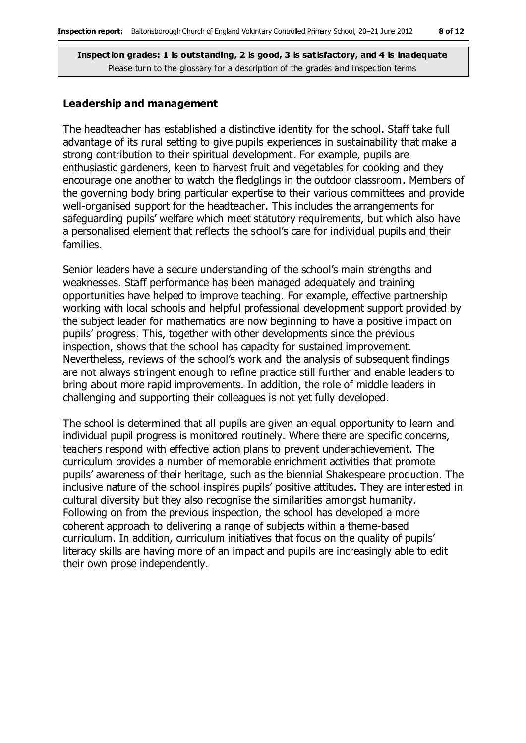**Inspection grades: 1 is outstanding, 2 is good, 3 is satisfactory, and 4 is inadequate**
Please turn to the glossary for a description of the grades and inspection terms

### Leadership and management

The headteacher has established a distinctive identity for the school. Staff take full advantage of its rural setting to give pupils experiences in sustainability that make a strong contribution to their spiritual development. For example, pupils are enthusiastic gardeners, keen to harvest fruit and vegetables for cooking and they encourage one another to watch the fledglings in the outdoor classroom. Members of the governing body bring particular expertise to their various committees and provide well-organised support for the headteacher. This includes the arrangements for safeguarding pupils' welfare which meet statutory requirements, but which also have a personalised element that reflects the school's care for individual pupils and their families.

Senior leaders have a secure understanding of the school's main strengths and weaknesses. Staff performance has been managed adequately and training opportunities have helped to improve teaching. For example, effective partnership working with local schools and helpful professional development support provided by the subject leader for mathematics are now beginning to have a positive impact on pupils' progress. This, together with other developments since the previous inspection, shows that the school has capacity for sustained improvement. Nevertheless, reviews of the school's work and the analysis of subsequent findings are not always stringent enough to refine practice still further and enable leaders to bring about more rapid improvements. In addition, the role of middle leaders in challenging and supporting their colleagues is not yet fully developed.

The school is determined that all pupils are given an equal opportunity to learn and individual pupil progress is monitored routinely. Where there are specific concerns, teachers respond with effective action plans to prevent underachievement. The curriculum provides a number of memorable enrichment activities that promote pupils' awareness of their heritage, such as the biennial Shakespeare production. The inclusive nature of the school inspires pupils' positive attitudes. They are interested in cultural diversity but they also recognise the similarities amongst humanity. Following on from the previous inspection, the school has developed a more coherent approach to delivering a range of subjects within a theme-based curriculum. In addition, curriculum initiatives that focus on the quality of pupils' literacy skills are having more of an impact and pupils are increasingly able to edit their own prose independently.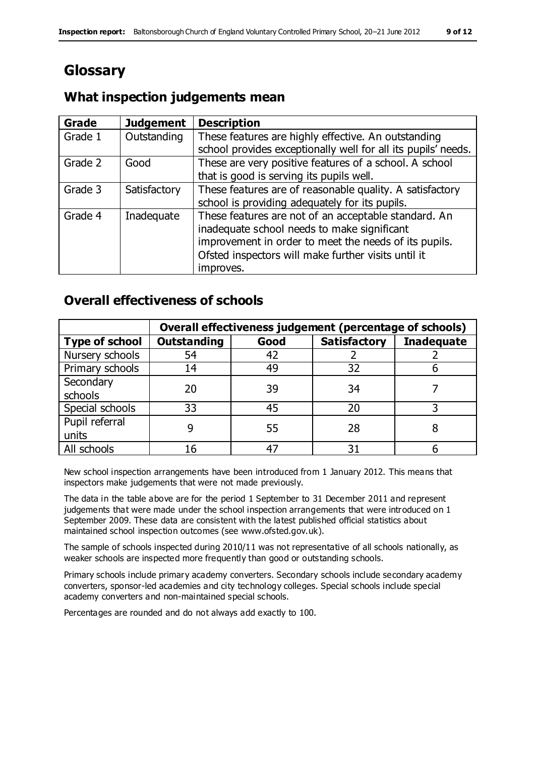# Glossary

## What inspection judgements mean

| Grade | Judgement | Description |
|---|---|---|
| Grade 1 | Outstanding | These features are highly effective. An outstanding school provides exceptionally well for all its pupils' needs. |
| Grade 2 | Good | These are very positive features of a school. A school that is good is serving its pupils well. |
| Grade 3 | Satisfactory | These features are of reasonable quality. A satisfactory school is providing adequately for its pupils. |
| Grade 4 | Inadequate | These features are not of an acceptable standard. An inadequate school needs to make significant improvement in order to meet the needs of its pupils. Ofsted inspectors will make further visits until it improves. |

## Overall effectiveness of schools

| | Overall effectiveness judgement (percentage of schools) | | | |
|---|---|---|---|---|
| **Type of school** | **Outstanding** | **Good** | **Satisfactory** | **Inadequate** |
| Nursery schools | 54 | 42 | 2 | 2 |
| Primary schools | 14 | 49 | 32 | 6 |
| Secondary schools | 20 | 39 | 34 | 7 |
| Special schools | 33 | 45 | 20 | 3 |
| Pupil referral units | 9 | 55 | 28 | 8 |
| All schools | 16 | 47 | 31 | 6 |

New school inspection arrangements have been introduced from 1 January 2012. This means that inspectors make judgements that were not made previously.

The data in the table above are for the period 1 September to 31 December 2011 and represent judgements that were made under the school inspection arrangements that were introduced on 1 September 2009. These data are consistent with the latest published official statistics about maintained school inspection outcomes (see www.ofsted.gov.uk).

The sample of schools inspected during 2010/11 was not representative of all schools nationally, as weaker schools are inspected more frequently than good or outstanding schools.

Primary schools include primary academy converters. Secondary schools include secondary academy converters, sponsor-led academies and city technology colleges. Special schools include special academy converters and non-maintained special schools.

Percentages are rounded and do not always add exactly to 100.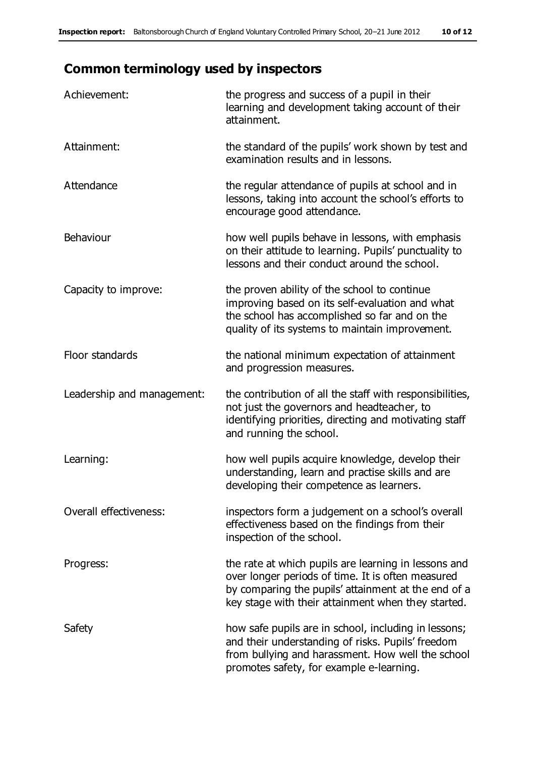## Common terminology used by inspectors

| | |
|---|---|
| Achievement: | the progress and success of a pupil in their learning and development taking account of their attainment. |
| Attainment: | the standard of the pupils' work shown by test and examination results and in lessons. |
| Attendance | the regular attendance of pupils at school and in lessons, taking into account the school's efforts to encourage good attendance. |
| Behaviour | how well pupils behave in lessons, with emphasis on their attitude to learning. Pupils' punctuality to lessons and their conduct around the school. |
| Capacity to improve: | the proven ability of the school to continue improving based on its self-evaluation and what the school has accomplished so far and on the quality of its systems to maintain improvement. |
| Floor standards | the national minimum expectation of attainment and progression measures. |
| Leadership and management: | the contribution of all the staff with responsibilities, not just the governors and headteacher, to identifying priorities, directing and motivating staff and running the school. |
| Learning: | how well pupils acquire knowledge, develop their understanding, learn and practise skills and are developing their competence as learners. |
| Overall effectiveness: | inspectors form a judgement on a school's overall effectiveness based on the findings from their inspection of the school. |
| Progress: | the rate at which pupils are learning in lessons and over longer periods of time. It is often measured by comparing the pupils' attainment at the end of a key stage with their attainment when they started. |
| Safety | how safe pupils are in school, including in lessons; and their understanding of risks. Pupils' freedom from bullying and harassment. How well the school promotes safety, for example e-learning. |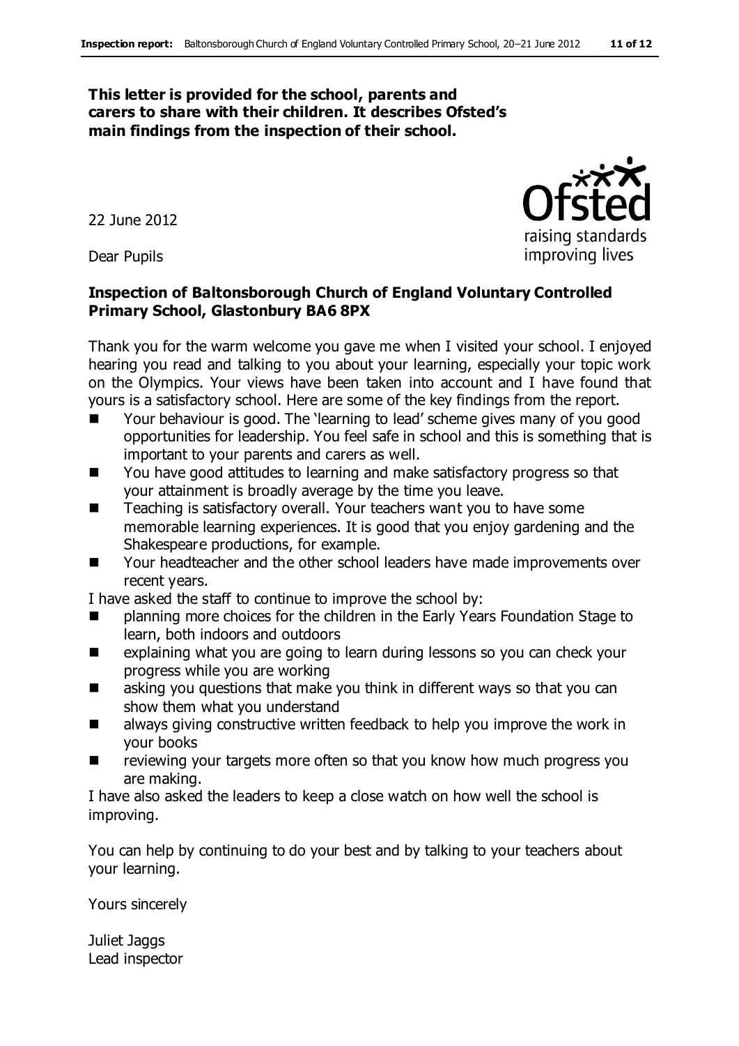**This letter is provided for the school, parents and carers to share with their children. It describes Ofsted's main findings from the inspection of their school.**

22 June 2012

Dear Pupils

**Inspection of Baltonsborough Church of England Voluntary Controlled Primary School, Glastonbury BA6 8PX**

Thank you for the warm welcome you gave me when I visited your school. I enjoyed hearing you read and talking to you about your learning, especially your topic work on the Olympics. Your views have been taken into account and I have found that yours is a satisfactory school. Here are some of the key findings from the report.

- Your behaviour is good. The 'learning to lead' scheme gives many of you good opportunities for leadership. You feel safe in school and this is something that is important to your parents and carers as well.
- You have good attitudes to learning and make satisfactory progress so that your attainment is broadly average by the time you leave.
- Teaching is satisfactory overall. Your teachers want you to have some memorable learning experiences. It is good that you enjoy gardening and the Shakespeare productions, for example.
- Your headteacher and the other school leaders have made improvements over recent years.

I have asked the staff to continue to improve the school by:

- planning more choices for the children in the Early Years Foundation Stage to learn, both indoors and outdoors
- explaining what you are going to learn during lessons so you can check your progress while you are working
- asking you questions that make you think in different ways so that you can show them what you understand
- always giving constructive written feedback to help you improve the work in your books
- reviewing your targets more often so that you know how much progress you are making.

I have also asked the leaders to keep a close watch on how well the school is improving.

You can help by continuing to do your best and by talking to your teachers about your learning.

Yours sincerely

Juliet Jaggs
Lead inspector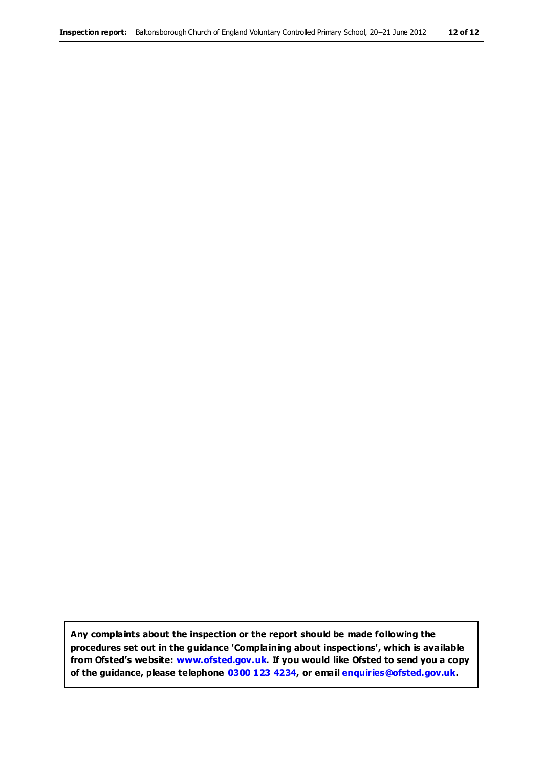**Any complaints about the inspection or the report should be made following the procedures set out in the guidance 'Complaining about inspections', which is available from Ofsted's website: www.ofsted.gov.uk. If you would like Ofsted to send you a copy of the guidance, please telephone 0300 123 4234, or email enquiries@ofsted.gov.uk.**